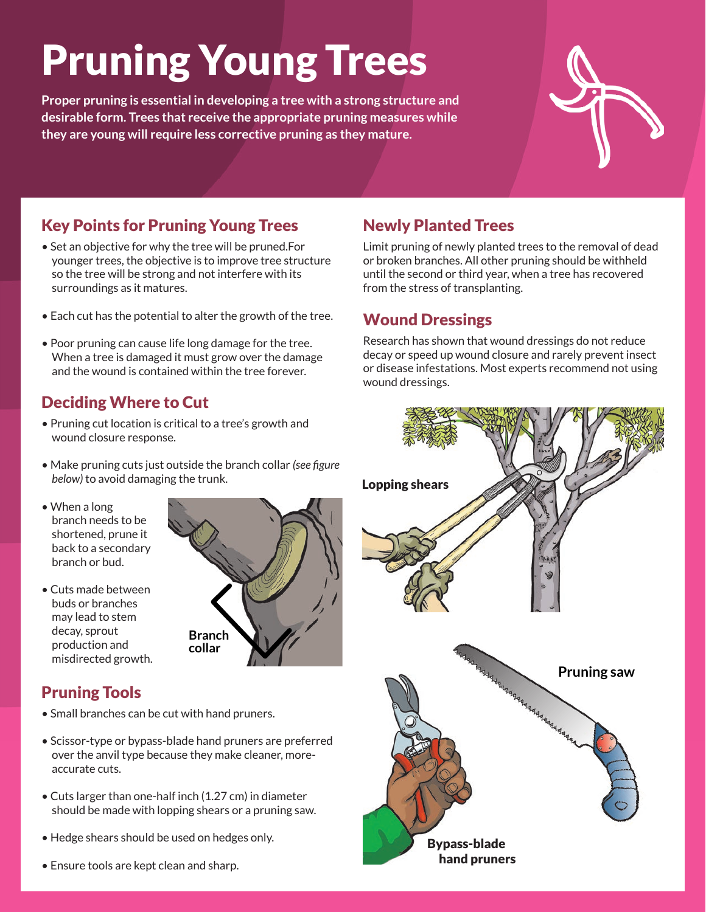# Pruning Young Trees

**Proper pruning is essential in developing a tree with a strong structure and desirable form. Trees that receive the appropriate pruning measures while they are young will require less corrective pruning as they mature.**

## Key Points for Pruning Young Trees

- Set an objective for why the tree will be pruned.For younger trees, the objective is to improve tree structure so the tree will be strong and not interfere with its surroundings as it matures.
- Each cut has the potential to alter the growth of the tree.
- Poor pruning can cause life long damage for the tree. When a tree is damaged it must grow over the damage and the wound is contained within the tree forever.

## Deciding Where to Cut

- Pruning cut location is critical to a tree's growth and wound closure response.
- Make pruning cuts just outside the branch collar *(see figure below)* to avoid damaging the trunk.
- When a long branch needs to be shortened, prune it back to a secondary branch or bud.
- Cuts made between buds or branches may lead to stem decay, sprout production and misdirected growth.

**Branch collar**

## Pruning Tools

- Small branches can be cut with hand pruners.
- Scissor-type or bypass-blade hand pruners are preferred over the anvil type because they make cleaner, more-accurate cuts.
- Cuts larger than one-half inch (1.27 cm) in diameter should be made with lopping shears or a pruning saw.
- Hedge shears should be used on hedges only.
- Ensure tools are kept clean and sharp.

## Newly Planted Trees

Limit pruning of newly planted trees to the removal of dead or broken branches. All other pruning should be withheld until the second or third year, when a tree has recovered from the stress of transplanting.

## Wound Dressings

Research has shown that wound dressings do not reduce decay or speed up wound closure and rarely prevent insect or disease infestations. Most experts recommend not using wound dressings.

**Lopping shears**

**Pruning saw**

**Bypass-blade hand pruners**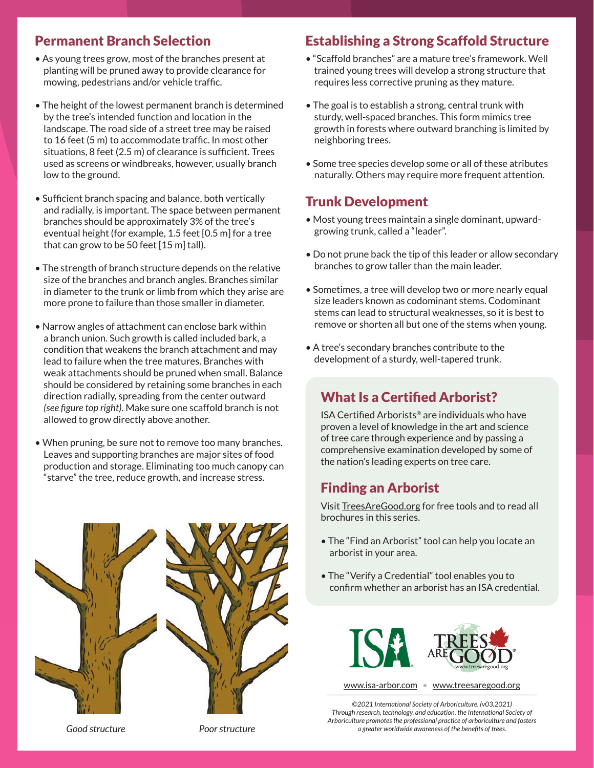## Permanent Branch Selection

- As young trees grow, most of the branches present at planting will be pruned away to provide clearance for mowing, pedestrians and/or vehicle traffic.
- The height of the lowest permanent branch is determined by the tree's intended function and location in the landscape. The road side of a street tree may be raised to 16 feet (5 m) to accommodate traffic. In most other situations, 8 feet (2.5 m) of clearance is sufficient. Trees used as screens or windbreaks, however, usually branch low to the ground.
- Sufficient branch spacing and balance, both vertically and radially, is important. The space between permanent branches should be approximately 3% of the tree's eventual height (for example, 1.5 feet [0.5 m] for a tree that can grow to be 50 feet [15 m] tall).
- The strength of branch structure depends on the relative size of the branches and branch angles. Branches similar in diameter to the trunk or limb from which they arise are more prone to failure than those smaller in diameter.
- Narrow angles of attachment can enclose bark within a branch union. Such growth is called included bark, a condition that weakens the branch attachment and may lead to failure when the tree matures. Branches with weak attachments should be pruned when small. Balance should be considered by retaining some branches in each direction radially, spreading from the center outward *(see figure top right)*. Make sure one scaffold branch is not allowed to grow directly above another.
- When pruning, be sure not to remove too many branches. Leaves and supporting branches are major sites of food production and storage. Eliminating too much canopy can "starve" the tree, reduce growth, and increase stress.

*Good structure*

*Poor structure*

## Establishing a Strong Scaffold Structure

- "Scaffold branches" are a mature tree's framework. Well trained young trees will develop a strong structure that requires less corrective pruning as they mature.
- The goal is to establish a strong, central trunk with sturdy, well-spaced branches. This form mimics tree growth in forests where outward branching is limited by neighboring trees.
- Some tree species develop some or all of these atributes naturally. Others may require more frequent attention.

## Trunk Development

- Most young trees maintain a single dominant, upward-growing trunk, called a "leader".
- Do not prune back the tip of this leader or allow secondary branches to grow taller than the main leader.
- Sometimes, a tree will develop two or more nearly equal size leaders known as codominant stems. Codominant stems can lead to structural weaknesses, so it is best to remove or shorten all but one of the stems when young.
- A tree's secondary branches contribute to the development of a sturdy, well-tapered trunk.

## What Is a Certified Arborist?

ISA Certified Arborists® are individuals who have proven a level of knowledge in the art and science of tree care through experience and by passing a comprehensive examination developed by some of the nation's leading experts on tree care.

## Finding an Arborist

Visit TreesAreGood.org for free tools and to read all brochures in this series.

- The "Find an Arborist" tool can help you locate an arborist in your area.
- The "Verify a Credential" tool enables you to confirm whether an arborist has an ISA credential.

www.isa-arbor.com • www.treesaregood.org

*©2021 International Society of Arboriculture. (v03.2021)*
*Through research, technology, and education, the International Society of Arboriculture promotes the professional practice of arboriculture and fosters a greater worldwide awareness of the benefits of trees.*